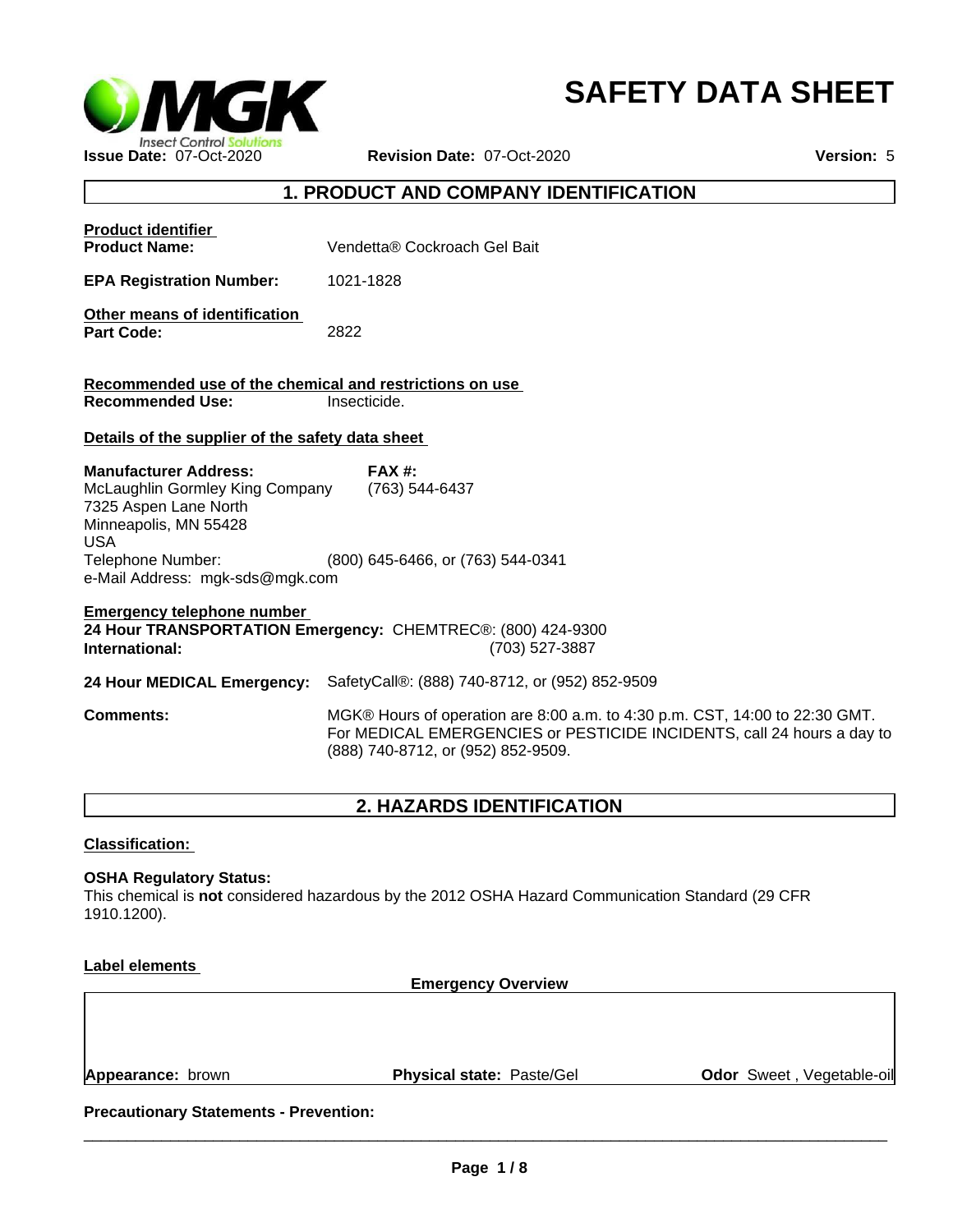# SAFETY DATA SHEET

**Issue Date:** 07-Oct-2020 **Revision Date:** 07-Oct-2020 **Version:** 5

## 1. PRODUCT AND COMPANY IDENTIFICATION

**Product identifier**

**Product Name:** Vendetta® Cockroach Gel Bait

**EPA Registration Number:** 1021-1828

**Other means of identification**

**Part Code:** 2822

**Recommended use of the chemical and restrictions on use**

**Recommended Use:** Insecticide.

**Details of the supplier of the safety data sheet**

**Manufacturer Address:**
McLaughlin Gormley King Company
7325 Aspen Lane North
Minneapolis, MN 55428
USA
Telephone Number: (800) 645-6466, or (763) 544-0341
e-Mail Address: mgk-sds@mgk.com

**FAX #:** (763) 544-6437

**Emergency telephone number**

**24 Hour TRANSPORTATION Emergency:** CHEMTREC®: (800) 424-9300
**International:** (703) 527-3887

**24 Hour MEDICAL Emergency:** SafetyCall®: (888) 740-8712, or (952) 852-9509

**Comments:** MGK® Hours of operation are 8:00 a.m. to 4:30 p.m. CST, 14:00 to 22:30 GMT. For MEDICAL EMERGENCIES or PESTICIDE INCIDENTS, call 24 hours a day to (888) 740-8712, or (952) 852-9509.

## 2. HAZARDS IDENTIFICATION

**Classification:**

**OSHA Regulatory Status:**
This chemical is **not** considered hazardous by the 2012 OSHA Hazard Communication Standard (29 CFR 1910.1200).

**Label elements**

**Emergency Overview**

| **Appearance:** brown | **Physical state:** Paste/Gel | **Odor** Sweet , Vegetable-oil |
|---|---|---|

**Precautionary Statements - Prevention:**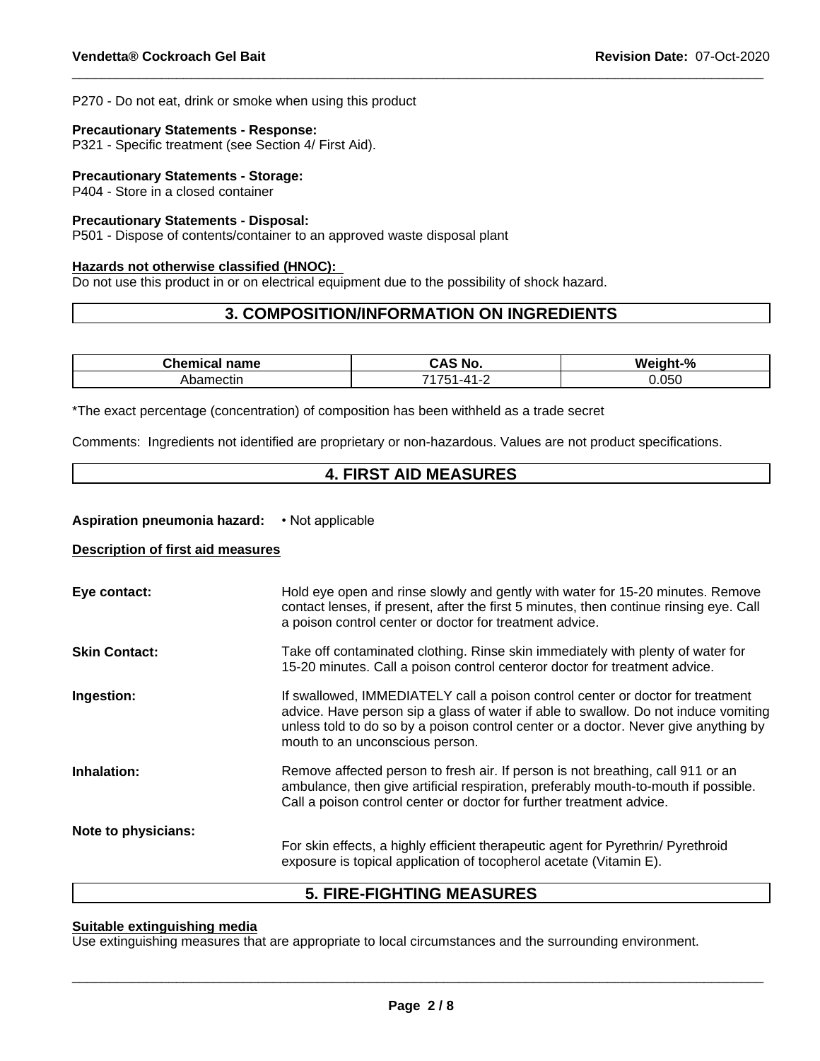P270 - Do not eat, drink or smoke when using this product

**Precautionary Statements - Response:**
P321 - Specific treatment (see Section 4/ First Aid).

**Precautionary Statements - Storage:**
P404 - Store in a closed container

**Precautionary Statements - Disposal:**
P501 - Dispose of contents/container to an approved waste disposal plant

**Hazards not otherwise classified (HNOC):**
Do not use this product in or on electrical equipment due to the possibility of shock hazard.

## 3. COMPOSITION/INFORMATION ON INGREDIENTS

| Chemical name | CAS No. | Weight-% |
|---|---|---|
| Abamectin | 71751-41-2 | 0.050 |

*The exact percentage (concentration) of composition has been withheld as a trade secret

Comments: Ingredients not identified are proprietary or non-hazardous. Values are not product specifications.

## 4. FIRST AID MEASURES

**Aspiration pneumonia hazard:** • Not applicable

**Description of first aid measures**

**Eye contact:** Hold eye open and rinse slowly and gently with water for 15-20 minutes. Remove contact lenses, if present, after the first 5 minutes, then continue rinsing eye. Call a poison control center or doctor for treatment advice.

**Skin Contact:** Take off contaminated clothing. Rinse skin immediately with plenty of water for 15-20 minutes. Call a poison control centeror doctor for treatment advice.

**Ingestion:** If swallowed, IMMEDIATELY call a poison control center or doctor for treatment advice. Have person sip a glass of water if able to swallow. Do not induce vomiting unless told to do so by a poison control center or a doctor. Never give anything by mouth to an unconscious person.

**Inhalation:** Remove affected person to fresh air. If person is not breathing, call 911 or an ambulance, then give artificial respiration, preferably mouth-to-mouth if possible. Call a poison control center or doctor for further treatment advice.

**Note to physicians:** For skin effects, a highly efficient therapeutic agent for Pyrethrin/ Pyrethroid exposure is topical application of tocopherol acetate (Vitamin E).

## 5. FIRE-FIGHTING MEASURES

**Suitable extinguishing media**
Use extinguishing measures that are appropriate to local circumstances and the surrounding environment.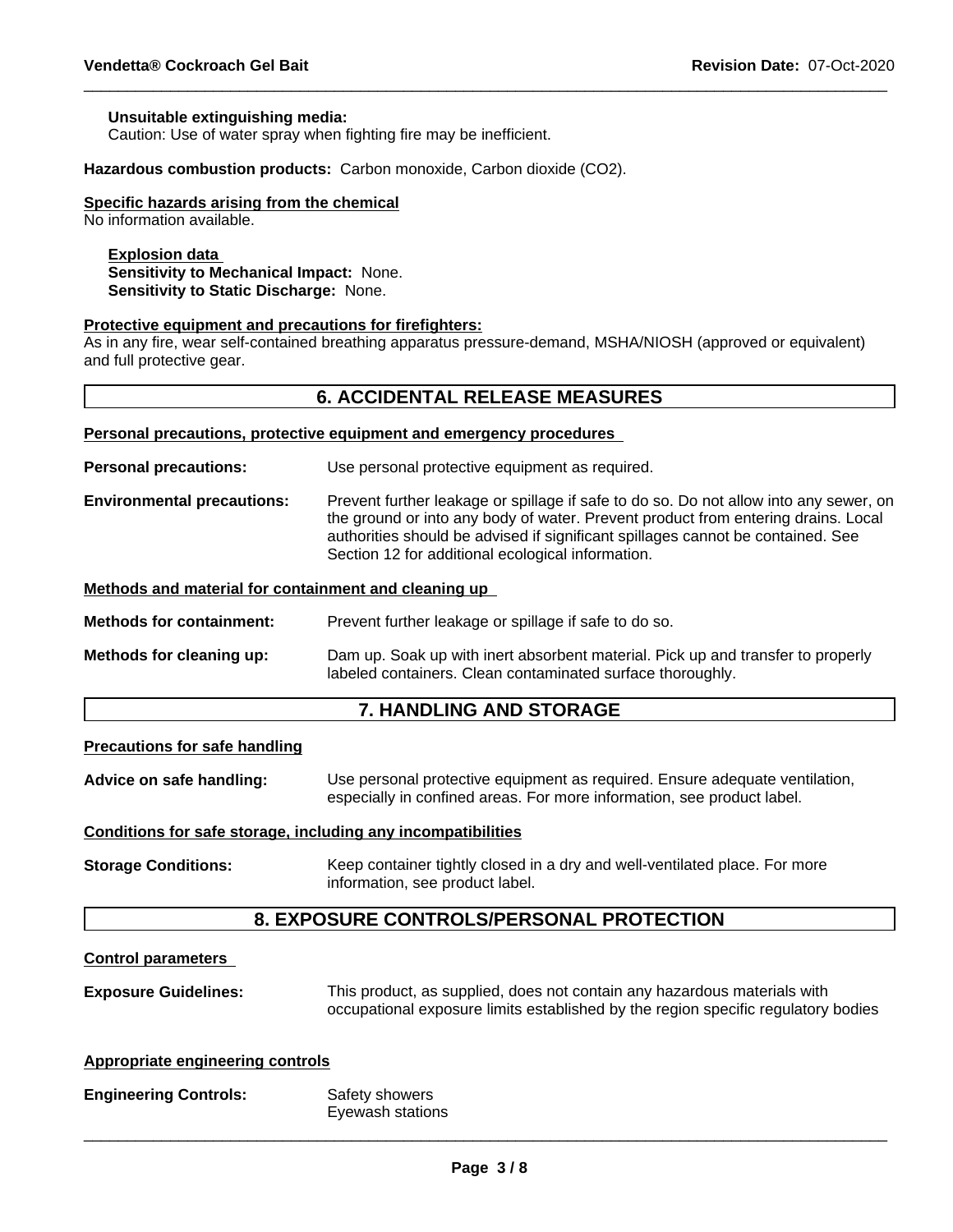**Unsuitable extinguishing media:**
Caution: Use of water spray when fighting fire may be inefficient.

**Hazardous combustion products:** Carbon monoxide, Carbon dioxide ($CO_2$).

**Specific hazards arising from the chemical**
No information available.

**Explosion data**
**Sensitivity to Mechanical Impact:** None.
**Sensitivity to Static Discharge:** None.

**Protective equipment and precautions for firefighters:**
As in any fire, wear self-contained breathing apparatus pressure-demand, MSHA/NIOSH (approved or equivalent) and full protective gear.

## 6. ACCIDENTAL RELEASE MEASURES

**Personal precautions, protective equipment and emergency procedures**

**Personal precautions:** Use personal protective equipment as required.

**Environmental precautions:** Prevent further leakage or spillage if safe to do so. Do not allow into any sewer, on the ground or into any body of water. Prevent product from entering drains. Local authorities should be advised if significant spillages cannot be contained. See Section 12 for additional ecological information.

**Methods and material for containment and cleaning up**

**Methods for containment:** Prevent further leakage or spillage if safe to do so.

**Methods for cleaning up:** Dam up. Soak up with inert absorbent material. Pick up and transfer to properly labeled containers. Clean contaminated surface thoroughly.

## 7. HANDLING AND STORAGE

**Precautions for safe handling**

**Advice on safe handling:** Use personal protective equipment as required. Ensure adequate ventilation, especially in confined areas. For more information, see product label.

**Conditions for safe storage, including any incompatibilities**

**Storage Conditions:** Keep container tightly closed in a dry and well-ventilated place. For more information, see product label.

## 8. EXPOSURE CONTROLS/PERSONAL PROTECTION

**Control parameters**

**Exposure Guidelines:** This product, as supplied, does not contain any hazardous materials with occupational exposure limits established by the region specific regulatory bodies

**Appropriate engineering controls**

**Engineering Controls:** Safety showers
Eyewash stations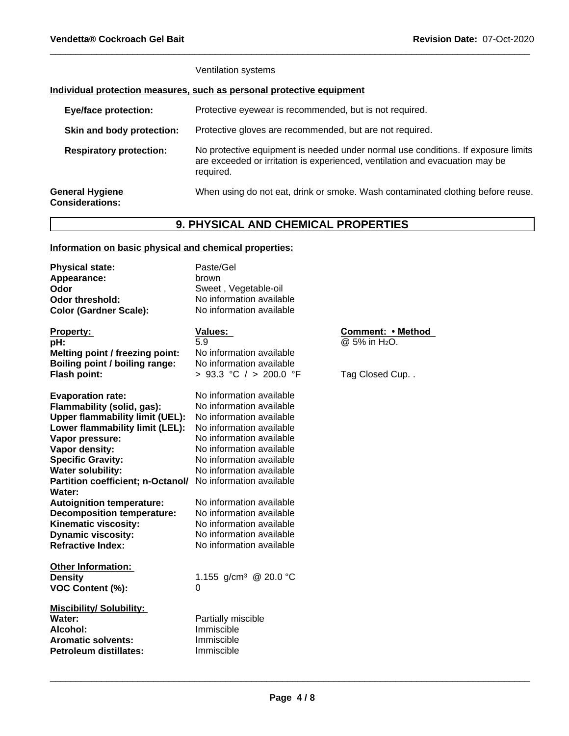Ventilation systems

**Individual protection measures, such as personal protective equipment**

| | |
|---|---|
| **Eye/face protection:** | Protective eyewear is recommended, but is not required. |
| **Skin and body protection:** | Protective gloves are recommended, but are not required. |
| **Respiratory protection:** | No protective equipment is needed under normal use conditions. If exposure limits are exceeded or irritation is experienced, ventilation and evacuation may be required. |
| **General Hygiene Considerations:** | When using do not eat, drink or smoke. Wash contaminated clothing before reuse. |

## 9. PHYSICAL AND CHEMICAL PROPERTIES

**Information on basic physical and chemical properties:**

| | |
|---|---|
| **Physical state:** | Paste/Gel |
| **Appearance:** | brown |
| **Odor** | Sweet , Vegetable-oil |
| **Odor threshold:** | No information available |
| **Color (Gardner Scale):** | No information available |

| **Property:** | **Values:** | **Comment: • Method** |
|---|---|---|
| **pH:** | 5.9 | @ 5% in $H_2O$. |
| **Melting point / freezing point:** | No information available | |
| **Boiling point / boiling range:** | No information available | |
| **Flash point:** | > 93.3 °C / > 200.0 °F | Tag Closed Cup. . |
| **Evaporation rate:** | No information available | |
| **Flammability (solid, gas):** | No information available | |
| **Upper flammability limit (UEL):** | No information available | |
| **Lower flammability limit (LEL):** | No information available | |
| **Vapor pressure:** | No information available | |
| **Vapor density:** | No information available | |
| **Specific Gravity:** | No information available | |
| **Water solubility:** | No information available | |
| **Partition coefficient; n-Octanol/ Water:** | No information available | |
| **Autoignition temperature:** | No information available | |
| **Decomposition temperature:** | No information available | |
| **Kinematic viscosity:** | No information available | |
| **Dynamic viscosity:** | No information available | |
| **Refractive Index:** | No information available | |

**Other Information:**

| | |
|---|---|
| **Density** | 1.155 g/cm³ @ 20.0 °C |
| **VOC Content (%):** | 0 |

**Miscibility/ Solubility:**

| | |
|---|---|
| **Water:** | Partially miscible |
| **Alcohol:** | Immiscible |
| **Aromatic solvents:** | Immiscible |
| **Petroleum distillates:** | Immiscible |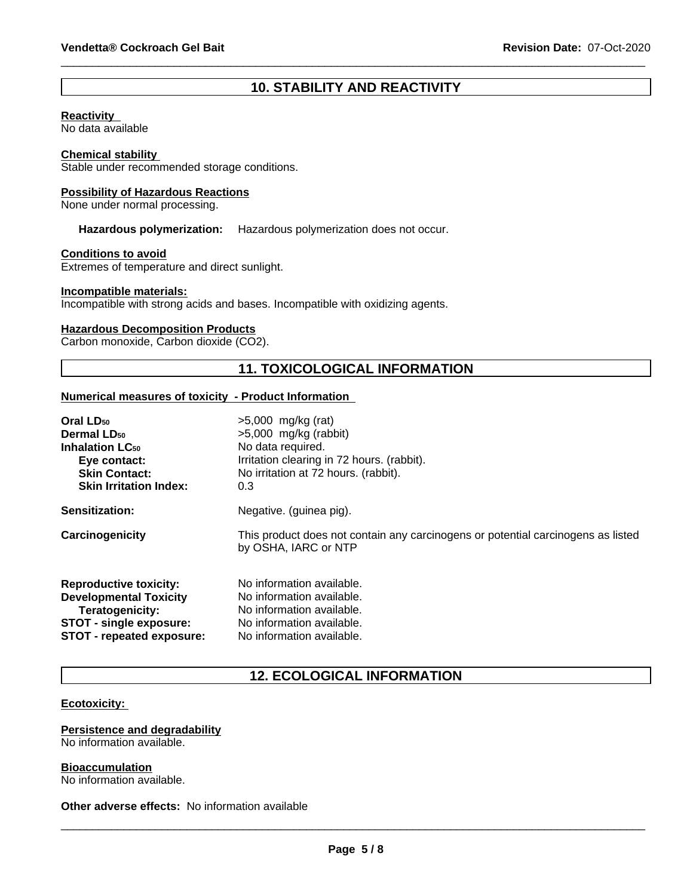## 10. STABILITY AND REACTIVITY

**Reactivity**
No data available

**Chemical stability**
Stable under recommended storage conditions.

**Possibility of Hazardous Reactions**
None under normal processing.

**Hazardous polymerization:** Hazardous polymerization does not occur.

**Conditions to avoid**
Extremes of temperature and direct sunlight.

**Incompatible materials:**
Incompatible with strong acids and bases. Incompatible with oxidizing agents.

**Hazardous Decomposition Products**
Carbon monoxide, Carbon dioxide ($CO_2$).

## 11. TOXICOLOGICAL INFORMATION

**Numerical measures of toxicity - Product Information**

| | |
|---|---|
| **Oral $LD_{50}$** | >5,000 mg/kg (rat) |
| **Dermal $LD_{50}$** | >5,000 mg/kg (rabbit) |
| **Inhalation $LC_{50}$** | No data required. |
| **Eye contact:** | Irritation clearing in 72 hours. (rabbit). |
| **Skin Contact:** | No irritation at 72 hours. (rabbit). |
| **Skin Irritation Index:** | 0.3 |
| **Sensitization:** | Negative. (guinea pig). |
| **Carcinogenicity** | This product does not contain any carcinogens or potential carcinogens as listed by OSHA, IARC or NTP |
| **Reproductive toxicity:** | No information available. |
| **Developmental Toxicity** | No information available. |
| **Teratogenicity:** | No information available. |
| **STOT - single exposure:** | No information available. |
| **STOT - repeated exposure:** | No information available. |

## 12. ECOLOGICAL INFORMATION

**Ecotoxicity:**

**Persistence and degradability**
No information available.

**Bioaccumulation**
No information available.

**Other adverse effects:** No information available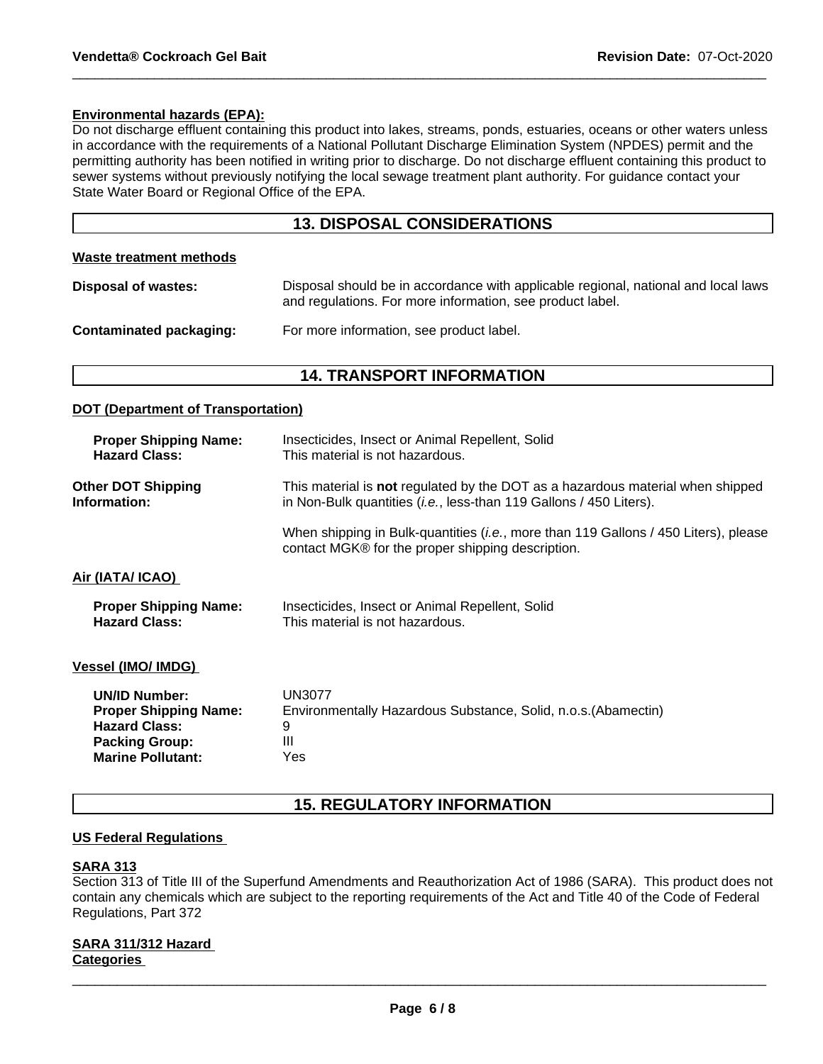**Environmental hazards (EPA):**

Do not discharge effluent containing this product into lakes, streams, ponds, estuaries, oceans or other waters unless in accordance with the requirements of a National Pollutant Discharge Elimination System (NPDES) permit and the permitting authority has been notified in writing prior to discharge. Do not discharge effluent containing this product to sewer systems without previously notifying the local sewage treatment plant authority. For guidance contact your State Water Board or Regional Office of the EPA.

## 13. DISPOSAL CONSIDERATIONS

**Waste treatment methods**

**Disposal of wastes:** Disposal should be in accordance with applicable regional, national and local laws and regulations. For more information, see product label.

**Contaminated packaging:** For more information, see product label.

## 14. TRANSPORT INFORMATION

**DOT (Department of Transportation)**

**Proper Shipping Name:** Insecticides, Insect or Animal Repellent, Solid
**Hazard Class:** This material is not hazardous.

**Other DOT Shipping Information:** This material is **not** regulated by the DOT as a hazardous material when shipped in Non-Bulk quantities (*i.e.*, less-than 119 Gallons / 450 Liters).

When shipping in Bulk-quantities (*i.e.*, more than 119 Gallons / 450 Liters), please contact MGK® for the proper shipping description.

**Air (IATA/ ICAO)**

**Proper Shipping Name:** Insecticides, Insect or Animal Repellent, Solid
**Hazard Class:** This material is not hazardous.

**Vessel (IMO/ IMDG)**

**UN/ID Number:** UN3077
**Proper Shipping Name:** Environmentally Hazardous Substance, Solid, n.o.s.(Abamectin)
**Hazard Class:** 9
**Packing Group:** III
**Marine Pollutant:** Yes

## 15. REGULATORY INFORMATION

**US Federal Regulations**

**SARA 313**

Section 313 of Title III of the Superfund Amendments and Reauthorization Act of 1986 (SARA). This product does not contain any chemicals which are subject to the reporting requirements of the Act and Title 40 of the Code of Federal Regulations, Part 372

**SARA 311/312 Hazard Categories**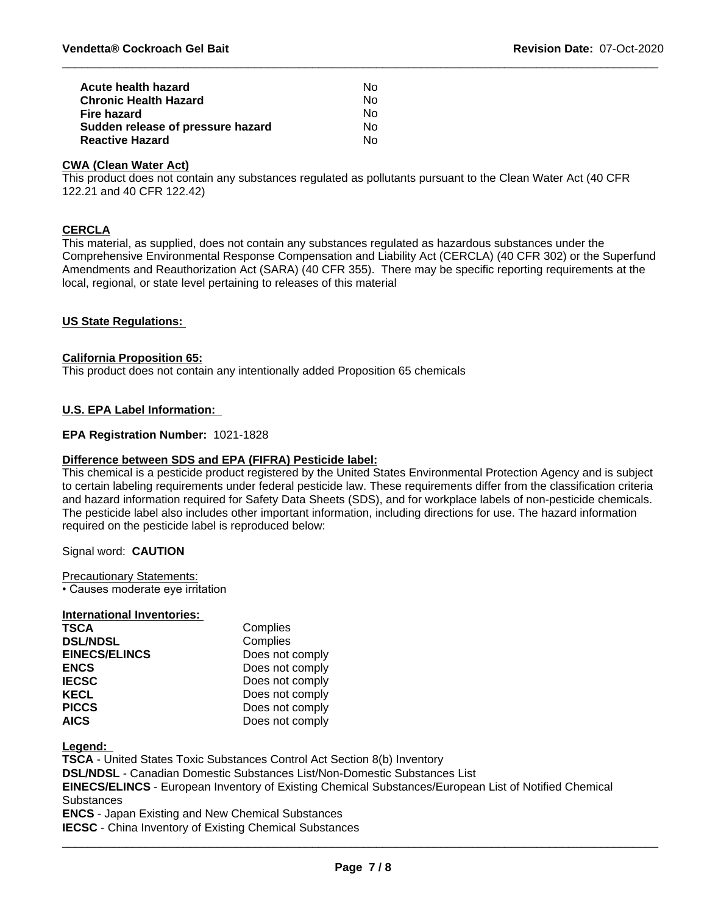| | |
|---|---|
| **Acute health hazard** | No |
| **Chronic Health Hazard** | No |
| **Fire hazard** | No |
| **Sudden release of pressure hazard** | No |
| **Reactive Hazard** | No |

**CWA (Clean Water Act)**

This product does not contain any substances regulated as pollutants pursuant to the Clean Water Act (40 CFR 122.21 and 40 CFR 122.42)

**CERCLA**

This material, as supplied, does not contain any substances regulated as hazardous substances under the Comprehensive Environmental Response Compensation and Liability Act (CERCLA) (40 CFR 302) or the Superfund Amendments and Reauthorization Act (SARA) (40 CFR 355). There may be specific reporting requirements at the local, regional, or state level pertaining to releases of this material

**US State Regulations:**

**California Proposition 65:**

This product does not contain any intentionally added Proposition 65 chemicals

**U.S. EPA Label Information:**

**EPA Registration Number:** 1021-1828

**Difference between SDS and EPA (FIFRA) Pesticide label:**

This chemical is a pesticide product registered by the United States Environmental Protection Agency and is subject to certain labeling requirements under federal pesticide law. These requirements differ from the classification criteria and hazard information required for Safety Data Sheets (SDS), and for workplace labels of non-pesticide chemicals. The pesticide label also includes other important information, including directions for use. The hazard information required on the pesticide label is reproduced below:

Signal word: **CAUTION**

Precautionary Statements:
- Causes moderate eye irritation

**International Inventories:**

| | |
|---|---|
| **TSCA** | Complies |
| **DSL/NDSL** | Complies |
| **EINECS/ELINCS** | Does not comply |
| **ENCS** | Does not comply |
| **IECSC** | Does not comply |
| **KECL** | Does not comply |
| **PICCS** | Does not comply |
| **AICS** | Does not comply |

**Legend:**

**TSCA** - United States Toxic Substances Control Act Section 8(b) Inventory
**DSL/NDSL** - Canadian Domestic Substances List/Non-Domestic Substances List
**EINECS/ELINCS** - European Inventory of Existing Chemical Substances/European List of Notified Chemical Substances
**ENCS** - Japan Existing and New Chemical Substances
**IECSC** - China Inventory of Existing Chemical Substances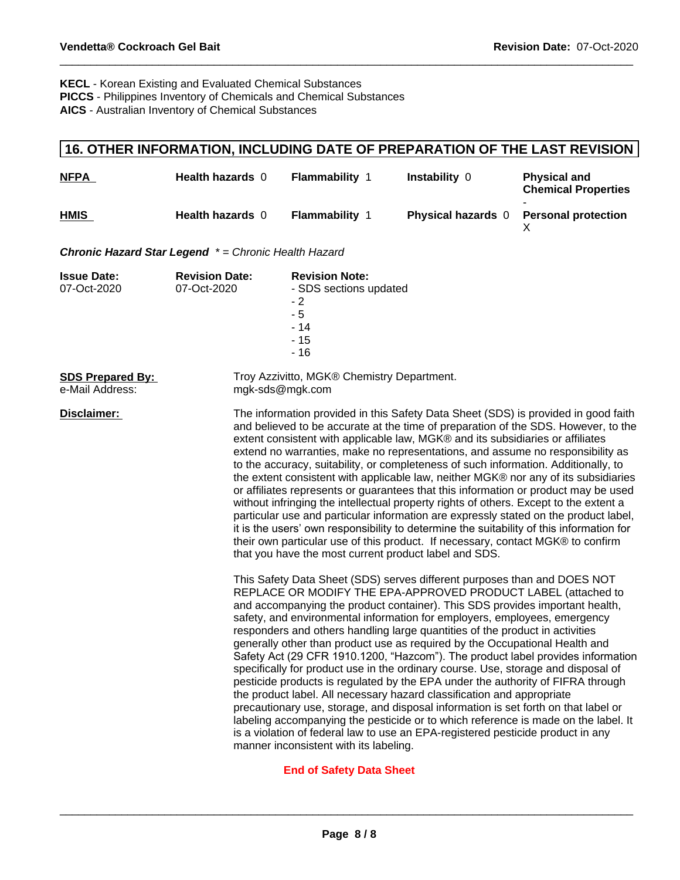**KECL** - Korean Existing and Evaluated Chemical Substances
**PICCS** - Philippines Inventory of Chemicals and Chemical Substances
**AICS** - Australian Inventory of Chemical Substances

## 16. OTHER INFORMATION, INCLUDING DATE OF PREPARATION OF THE LAST REVISION

| | | | | |
|---|---|---|---|---|
| **NFPA** | **Health hazards** 0 | **Flammability** 1 | **Instability** 0 | **Physical and Chemical Properties** - |
| **HMIS** | **Health hazards** 0 | **Flammability** 1 | **Physical hazards** 0 | **Personal protection** X |

***Chronic Hazard Star Legend*** *\* = Chronic Health Hazard*

| **Issue Date:** | **Revision Date:** | **Revision Note:** |
|---|---|---|
| 07-Oct-2020 | 07-Oct-2020 | - SDS sections updated<br>- 2<br>- 5<br>- 14<br>- 15<br>- 16 |

**SDS Prepared By:** Troy Azzivitto, MGK® Chemistry Department.
e-Mail Address: mgk-sds@mgk.com

**Disclaimer:**

The information provided in this Safety Data Sheet (SDS) is provided in good faith and believed to be accurate at the time of preparation of the SDS. However, to the extent consistent with applicable law, MGK® and its subsidiaries or affiliates extend no warranties, make no representations, and assume no responsibility as to the accuracy, suitability, or completeness of such information. Additionally, to the extent consistent with applicable law, neither MGK® nor any of its subsidiaries or affiliates represents or guarantees that this information or product may be used without infringing the intellectual property rights of others. Except to the extent a particular use and particular information are expressly stated on the product label, it is the users' own responsibility to determine the suitability of this information for their own particular use of this product. If necessary, contact MGK® to confirm that you have the most current product label and SDS.

This Safety Data Sheet (SDS) serves different purposes than and DOES NOT REPLACE OR MODIFY THE EPA-APPROVED PRODUCT LABEL (attached to and accompanying the product container). This SDS provides important health, safety, and environmental information for employers, employees, emergency responders and others handling large quantities of the product in activities generally other than product use as required by the Occupational Health and Safety Act (29 CFR 1910.1200, "Hazcom"). The product label provides information specifically for product use in the ordinary course. Use, storage and disposal of pesticide products is regulated by the EPA under the authority of FIFRA through the product label. All necessary hazard classification and appropriate precautionary use, storage, and disposal information is set forth on that label or labeling accompanying the pesticide or to which reference is made on the label. It is a violation of federal law to use an EPA-registered pesticide product in any manner inconsistent with its labeling.

**End of Safety Data Sheet**